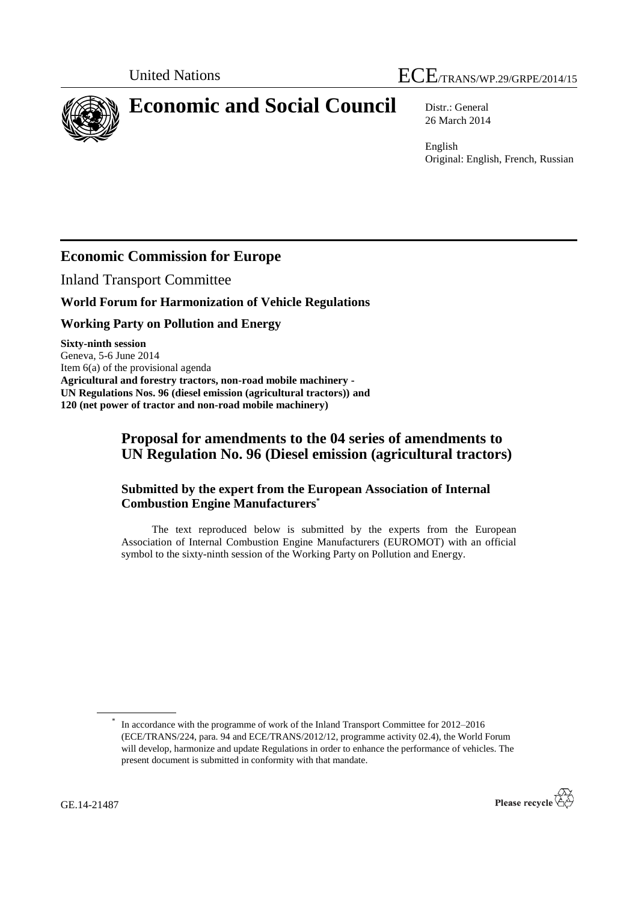United Nations ECE/TRANS/WP.29/GRPE/2014/15

# Economic and Social Council

Distr.: General
26 March 2014

English
Original: English, French, Russian

## Economic Commission for Europe

Inland Transport Committee

### World Forum for Harmonization of Vehicle Regulations

### Working Party on Pollution and Energy

**Sixty-ninth session**
Geneva, 5-6 June 2014
Item 6(a) of the provisional agenda
**Agricultural and forestry tractors, non-road mobile machinery - UN Regulations Nos. 96 (diesel emission (agricultural tractors)) and 120 (net power of tractor and non-road mobile machinery)**

## Proposal for amendments to the 04 series of amendments to UN Regulation No. 96 (Diesel emission (agricultural tractors)

### Submitted by the expert from the European Association of Internal Combustion Engine Manufacturers*

The text reproduced below is submitted by the experts from the European Association of Internal Combustion Engine Manufacturers (EUROMOT) with an official symbol to the sixty-ninth session of the Working Party on Pollution and Energy.

* In accordance with the programme of work of the Inland Transport Committee for 2012–2016 (ECE/TRANS/224, para. 94 and ECE/TRANS/2012/12, programme activity 02.4), the World Forum will develop, harmonize and update Regulations in order to enhance the performance of vehicles. The present document is submitted in conformity with that mandate.

GE.14-21487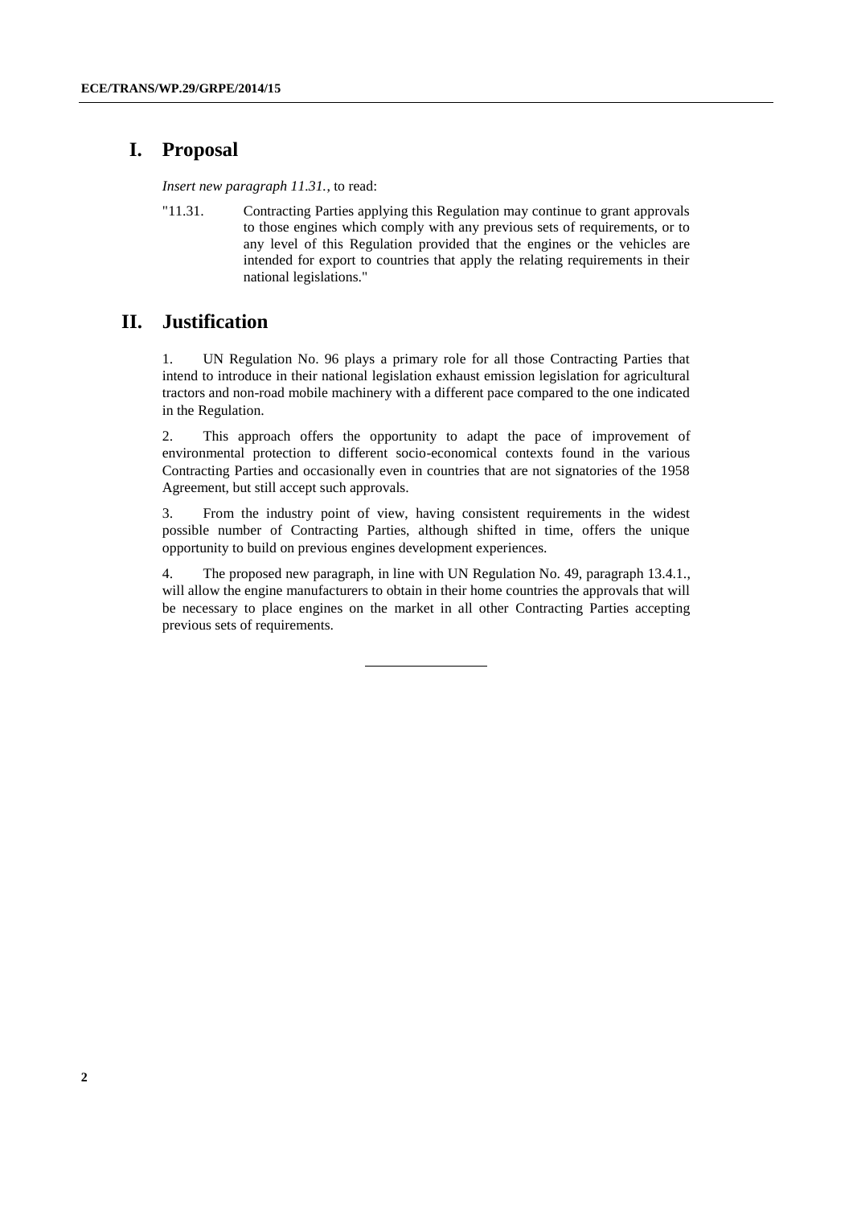# I. Proposal

*Insert new paragraph 11.31.*, to read:

"11.31. Contracting Parties applying this Regulation may continue to grant approvals to those engines which comply with any previous sets of requirements, or to any level of this Regulation provided that the engines or the vehicles are intended for export to countries that apply the relating requirements in their national legislations."

# II. Justification

1. UN Regulation No. 96 plays a primary role for all those Contracting Parties that intend to introduce in their national legislation exhaust emission legislation for agricultural tractors and non-road mobile machinery with a different pace compared to the one indicated in the Regulation.

2. This approach offers the opportunity to adapt the pace of improvement of environmental protection to different socio-economical contexts found in the various Contracting Parties and occasionally even in countries that are not signatories of the 1958 Agreement, but still accept such approvals.

3. From the industry point of view, having consistent requirements in the widest possible number of Contracting Parties, although shifted in time, offers the unique opportunity to build on previous engines development experiences.

4. The proposed new paragraph, in line with UN Regulation No. 49, paragraph 13.4.1., will allow the engine manufacturers to obtain in their home countries the approvals that will be necessary to place engines on the market in all other Contracting Parties accepting previous sets of requirements.